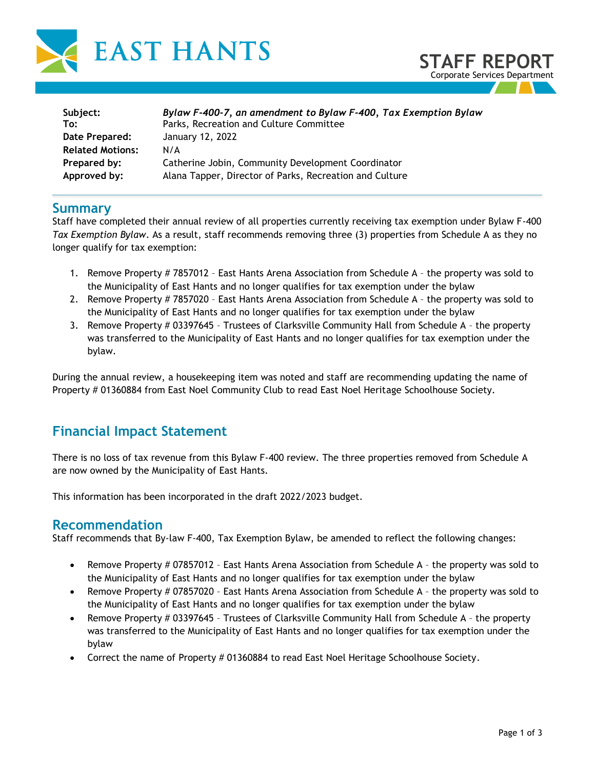EAST HANTS

# STAFF REPORT
Corporate Services Department

**Subject:** ***Bylaw F-400-7, an amendment to Bylaw F-400, Tax Exemption Bylaw***
**To:** Parks, Recreation and Culture Committee
**Date Prepared:** January 12, 2022
**Related Motions:** N/A
**Prepared by:** Catherine Jobin, Community Development Coordinator
**Approved by:** Alana Tapper, Director of Parks, Recreation and Culture

## Summary

Staff have completed their annual review of all properties currently receiving tax exemption under Bylaw F-400 *Tax Exemption Bylaw*. As a result, staff recommends removing three (3) properties from Schedule A as they no longer qualify for tax exemption:

1. Remove Property # 7857012 – East Hants Arena Association from Schedule A – the property was sold to the Municipality of East Hants and no longer qualifies for tax exemption under the bylaw
2. Remove Property # 7857020 – East Hants Arena Association from Schedule A – the property was sold to the Municipality of East Hants and no longer qualifies for tax exemption under the bylaw
3. Remove Property # 03397645 – Trustees of Clarksville Community Hall from Schedule A – the property was transferred to the Municipality of East Hants and no longer qualifies for tax exemption under the bylaw.

During the annual review, a housekeeping item was noted and staff are recommending updating the name of Property # 01360884 from East Noel Community Club to read East Noel Heritage Schoolhouse Society.

## Financial Impact Statement

There is no loss of tax revenue from this Bylaw F-400 review. The three properties removed from Schedule A are now owned by the Municipality of East Hants.

This information has been incorporated in the draft 2022/2023 budget.

## Recommendation

Staff recommends that By-law F-400, Tax Exemption Bylaw, be amended to reflect the following changes:

- Remove Property # 07857012 – East Hants Arena Association from Schedule A – the property was sold to the Municipality of East Hants and no longer qualifies for tax exemption under the bylaw
- Remove Property # 07857020 – East Hants Arena Association from Schedule A – the property was sold to the Municipality of East Hants and no longer qualifies for tax exemption under the bylaw
- Remove Property # 03397645 – Trustees of Clarksville Community Hall from Schedule A – the property was transferred to the Municipality of East Hants and no longer qualifies for tax exemption under the bylaw
- Correct the name of Property # 01360884 to read East Noel Heritage Schoolhouse Society.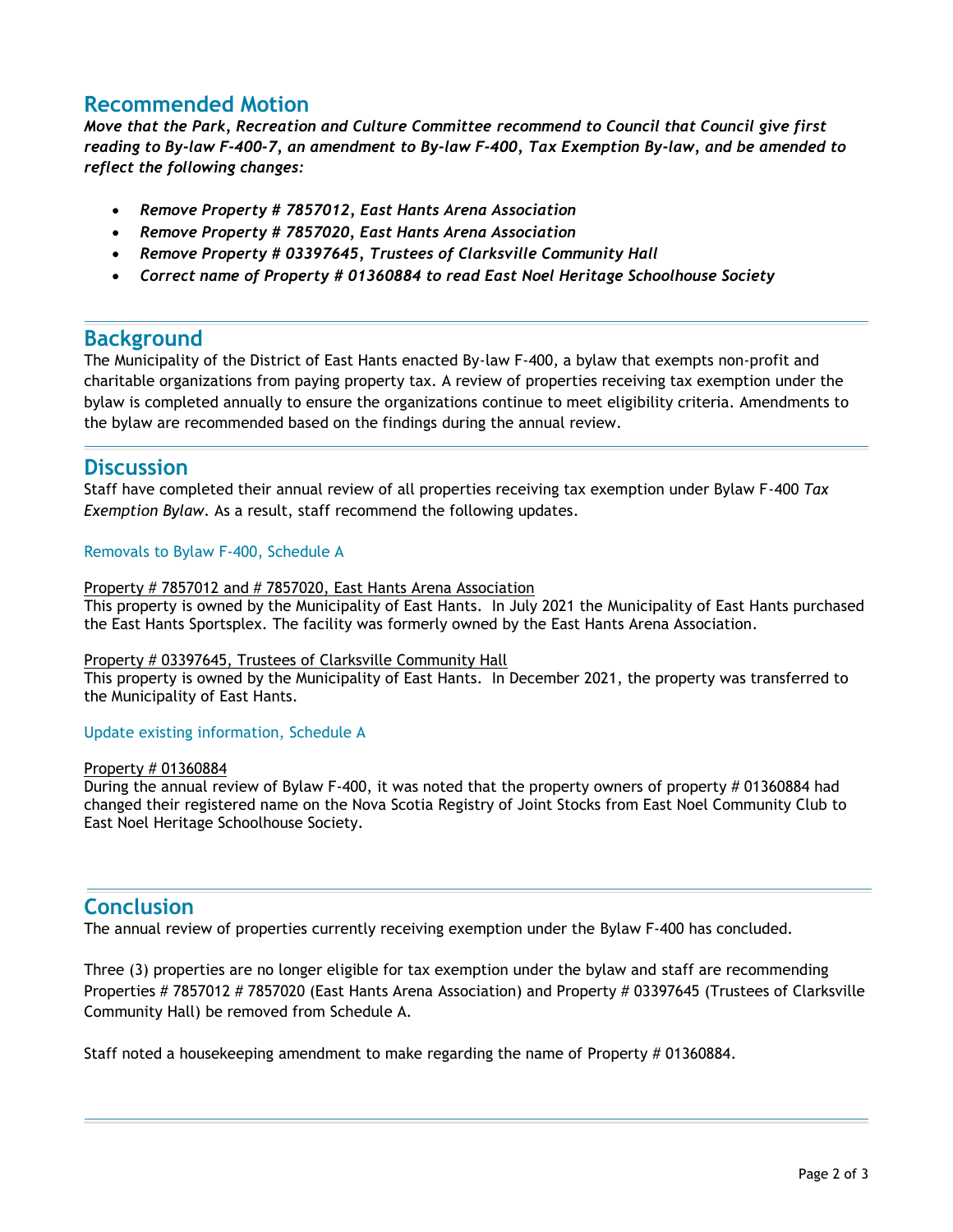## Recommended Motion

***Move that the Park, Recreation and Culture Committee recommend to Council that Council give first reading to By-law F-400-7, an amendment to By-law F-400, Tax Exemption By-law, and be amended to reflect the following changes:***

- ***Remove Property # 7857012, East Hants Arena Association***
- ***Remove Property # 7857020, East Hants Arena Association***
- ***Remove Property # 03397645, Trustees of Clarksville Community Hall***
- ***Correct name of Property # 01360884 to read East Noel Heritage Schoolhouse Society***

## Background

The Municipality of the District of East Hants enacted By-law F-400, a bylaw that exempts non-profit and charitable organizations from paying property tax. A review of properties receiving tax exemption under the bylaw is completed annually to ensure the organizations continue to meet eligibility criteria. Amendments to the bylaw are recommended based on the findings during the annual review.

## Discussion

Staff have completed their annual review of all properties receiving tax exemption under Bylaw F-400 *Tax Exemption Bylaw*. As a result, staff recommend the following updates.

### Removals to Bylaw F-400, Schedule A

Property # 7857012 and # 7857020, East Hants Arena Association

This property is owned by the Municipality of East Hants. In July 2021 the Municipality of East Hants purchased the East Hants Sportsplex. The facility was formerly owned by the East Hants Arena Association.

Property # 03397645, Trustees of Clarksville Community Hall

This property is owned by the Municipality of East Hants. In December 2021, the property was transferred to the Municipality of East Hants.

### Update existing information, Schedule A

Property # 01360884

During the annual review of Bylaw F-400, it was noted that the property owners of property # 01360884 had changed their registered name on the Nova Scotia Registry of Joint Stocks from East Noel Community Club to East Noel Heritage Schoolhouse Society.

## Conclusion

The annual review of properties currently receiving exemption under the Bylaw F-400 has concluded.

Three (3) properties are no longer eligible for tax exemption under the bylaw and staff are recommending Properties # 7857012 # 7857020 (East Hants Arena Association) and Property # 03397645 (Trustees of Clarksville Community Hall) be removed from Schedule A.

Staff noted a housekeeping amendment to make regarding the name of Property # 01360884.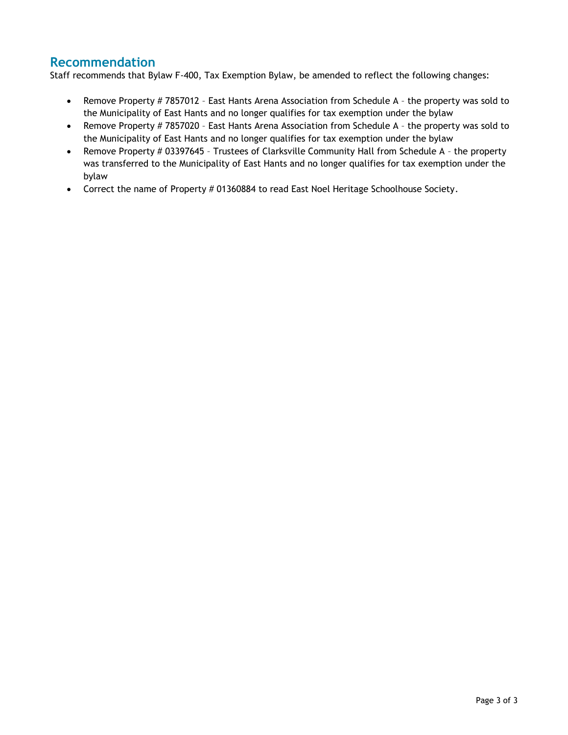## Recommendation

Staff recommends that Bylaw F-400, Tax Exemption Bylaw, be amended to reflect the following changes:

- Remove Property # 7857012 – East Hants Arena Association from Schedule A – the property was sold to the Municipality of East Hants and no longer qualifies for tax exemption under the bylaw
- Remove Property # 7857020 – East Hants Arena Association from Schedule A – the property was sold to the Municipality of East Hants and no longer qualifies for tax exemption under the bylaw
- Remove Property # 03397645 – Trustees of Clarksville Community Hall from Schedule A – the property was transferred to the Municipality of East Hants and no longer qualifies for tax exemption under the bylaw
- Correct the name of Property # 01360884 to read East Noel Heritage Schoolhouse Society.